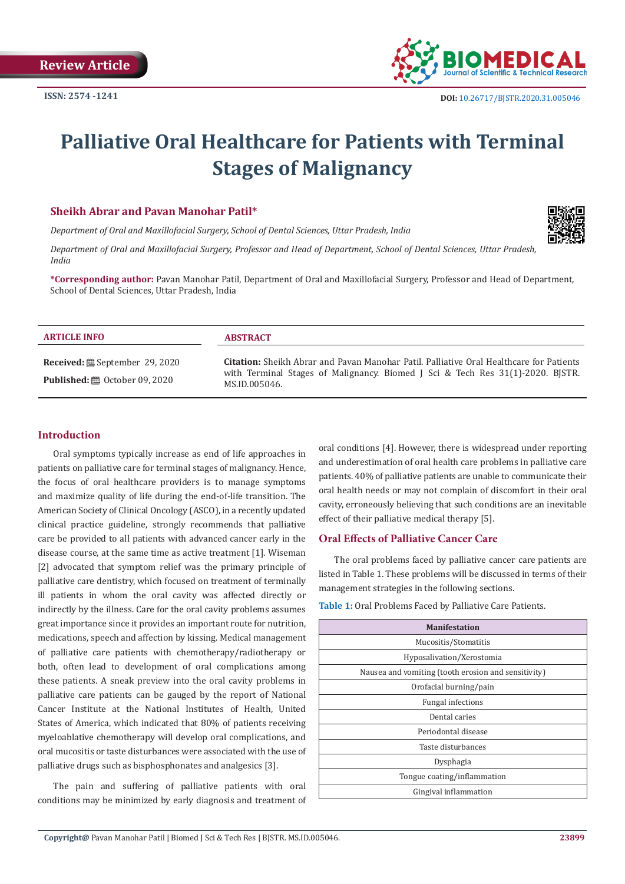Review Article

ISSN: 2574 -1241

DOI: 10.26717/BJSTR.2020.31.005046

# Palliative Oral Healthcare for Patients with Terminal Stages of Malignancy

**Sheikh Abrar and Pavan Manohar Patil***

*Department of Oral and Maxillofacial Surgery, School of Dental Sciences, Uttar Pradesh, India*

*Department of Oral and Maxillofacial Surgery, Professor and Head of Department, School of Dental Sciences, Uttar Pradesh, India*

***Corresponding author:** Pavan Manohar Patil, Department of Oral and Maxillofacial Surgery, Professor and Head of Department, School of Dental Sciences, Uttar Pradesh, India

**ARTICLE INFO**

**Received:** September 29, 2020

**Published:** October 09, 2020

**ABSTRACT**

**Citation:** Sheikh Abrar and Pavan Manohar Patil. Palliative Oral Healthcare for Patients with Terminal Stages of Malignancy. Biomed J Sci & Tech Res 31(1)-2020. BJSTR. MS.ID.005046.

## Introduction

Oral symptoms typically increase as end of life approaches in patients on palliative care for terminal stages of malignancy. Hence, the focus of oral healthcare providers is to manage symptoms and maximize quality of life during the end-of-life transition. The American Society of Clinical Oncology (ASCO), in a recently updated clinical practice guideline, strongly recommends that palliative care be provided to all patients with advanced cancer early in the disease course, at the same time as active treatment [1]. Wiseman [2] advocated that symptom relief was the primary principle of palliative care dentistry, which focused on treatment of terminally ill patients in whom the oral cavity was affected directly or indirectly by the illness. Care for the oral cavity problems assumes great importance since it provides an important route for nutrition, medications, speech and affection by kissing. Medical management of palliative care patients with chemotherapy/radiotherapy or both, often lead to development of oral complications among these patients. A sneak preview into the oral cavity problems in palliative care patients can be gauged by the report of National Cancer Institute at the National Institutes of Health, United States of America, which indicated that 80% of patients receiving myeloablative chemotherapy will develop oral complications, and oral mucositis or taste disturbances were associated with the use of palliative drugs such as bisphosphonates and analgesics [3].

The pain and suffering of palliative patients with oral conditions may be minimized by early diagnosis and treatment of oral conditions [4]. However, there is widespread under reporting and underestimation of oral health care problems in palliative care patients. 40% of palliative patients are unable to communicate their oral health needs or may not complain of discomfort in their oral cavity, erroneously believing that such conditions are an inevitable effect of their palliative medical therapy [5].

## Oral Effects of Palliative Cancer Care

The oral problems faced by palliative cancer care patients are listed in Table 1. These problems will be discussed in terms of their management strategies in the following sections.

**Table 1:** Oral Problems Faced by Palliative Care Patients.

| Manifestation |
|---|
| Mucositis/Stomatitis |
| Hyposalivation/Xerostomia |
| Nausea and vomiting (tooth erosion and sensitivity) |
| Orofacial burning/pain |
| Fungal infections |
| Dental caries |
| Periodontal disease |
| Taste disturbances |
| Dysphagia |
| Tongue coating/inflammation |
| Gingival inflammation |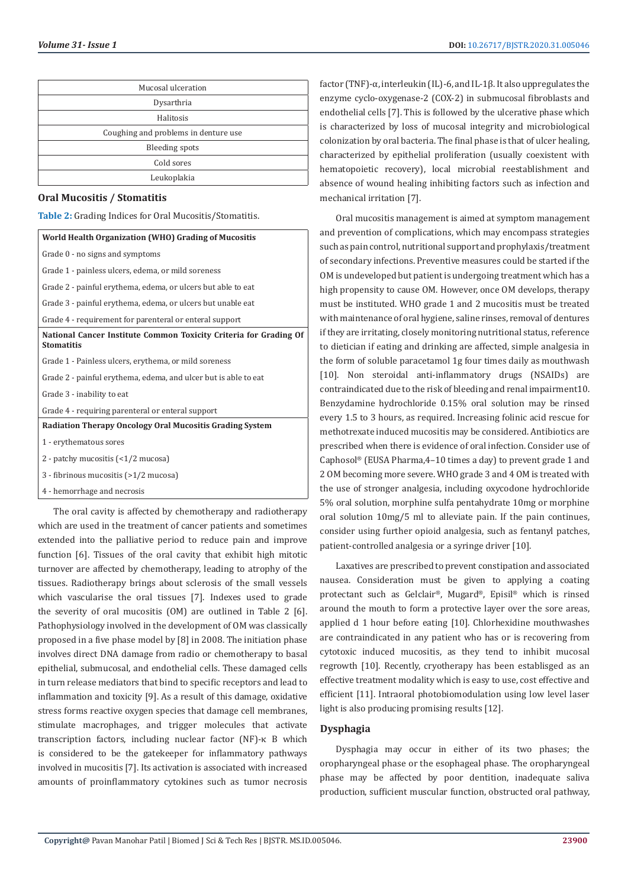| Mucosal ulceration |
| --- |
| Dysarthria |
| Halitosis |
| Coughing and problems in denture use |
| Bleeding spots |
| Cold sores |
| Leukoplakia |

## Oral Mucositis / Stomatitis

**Table 2:** Grading Indices for Oral Mucositis/Stomatitis.

| **World Health Organization (WHO) Grading of Mucositis** |
| --- |
| Grade 0 - no signs and symptoms |
| Grade 1 - painless ulcers, edema, or mild soreness |
| Grade 2 - painful erythema, edema, or ulcers but able to eat |
| Grade 3 - painful erythema, edema, or ulcers but unable eat |
| Grade 4 - requirement for parenteral or enteral support |
| **National Cancer Institute Common Toxicity Criteria for Grading Of Stomatitis** |
| Grade 1 - Painless ulcers, erythema, or mild soreness |
| Grade 2 - painful erythema, edema, and ulcer but is able to eat |
| Grade 3 - inability to eat |
| Grade 4 - requiring parenteral or enteral support |
| **Radiation Therapy Oncology Oral Mucositis Grading System** |
| 1 - erythematous sores |
| 2 - patchy mucositis (<1/2 mucosa) |
| 3 - fibrinous mucositis (>1/2 mucosa) |
| 4 - hemorrhage and necrosis |

The oral cavity is affected by chemotherapy and radiotherapy which are used in the treatment of cancer patients and sometimes extended into the palliative period to reduce pain and improve function [6]. Tissues of the oral cavity that exhibit high mitotic turnover are affected by chemotherapy, leading to atrophy of the tissues. Radiotherapy brings about sclerosis of the small vessels which vascularise the oral tissues [7]. Indexes used to grade the severity of oral mucositis (OM) are outlined in Table 2 [6]. Pathophysiology involved in the development of OM was classically proposed in a five phase model by [8] in 2008. The initiation phase involves direct DNA damage from radio or chemotherapy to basal epithelial, submucosal, and endothelial cells. These damaged cells in turn release mediators that bind to specific receptors and lead to inflammation and toxicity [9]. As a result of this damage, oxidative stress forms reactive oxygen species that damage cell membranes, stimulate macrophages, and trigger molecules that activate transcription factors, including nuclear factor (NF)-κ B which is considered to be the gatekeeper for inflammatory pathways involved in mucositis [7]. Its activation is associated with increased amounts of proinflammatory cytokines such as tumor necrosis factor (TNF)-α, interleukin (IL)-6, and IL-1β. It also upregulates the enzyme cyclo-oxygenase-2 (COX-2) in submucosal fibroblasts and endothelial cells [7]. This is followed by the ulcerative phase which is characterized by loss of mucosal integrity and microbiological colonization by oral bacteria. The final phase is that of ulcer healing, characterized by epithelial proliferation (usually coexistent with hematopoietic recovery), local microbial reestablishment and absence of wound healing inhibiting factors such as infection and mechanical irritation [7].

Oral mucositis management is aimed at symptom management and prevention of complications, which may encompass strategies such as pain control, nutritional support and prophylaxis/treatment of secondary infections. Preventive measures could be started if the OM is undeveloped but patient is undergoing treatment which has a high propensity to cause OM. However, once OM develops, therapy must be instituted. WHO grade 1 and 2 mucositis must be treated with maintenance of oral hygiene, saline rinses, removal of dentures if they are irritating, closely monitoring nutritional status, reference to dietician if eating and drinking are affected, simple analgesia in the form of soluble paracetamol 1g four times daily as mouthwash [10]. Non steroidal anti-inflammatory drugs (NSAIDs) are contraindicated due to the risk of bleeding and renal impairment10. Benzydamine hydrochloride 0.15% oral solution may be rinsed every 1.5 to 3 hours, as required. Increasing folinic acid rescue for methotrexate induced mucositis may be considered. Antibiotics are prescribed when there is evidence of oral infection. Consider use of Caphosol® (EUSA Pharma,4–10 times a day) to prevent grade 1 and 2 OM becoming more severe. WHO grade 3 and 4 OM is treated with the use of stronger analgesia, including oxycodone hydrochloride 5% oral solution, morphine sulfa pentahydrate 10mg or morphine oral solution 10mg/5 ml to alleviate pain. If the pain continues, consider using further opioid analgesia, such as fentanyl patches, patient-controlled analgesia or a syringe driver [10].

Laxatives are prescribed to prevent constipation and associated nausea. Consideration must be given to applying a coating protectant such as Gelclair®, Mugard®, Episil® which is rinsed around the mouth to form a protective layer over the sore areas, applied d 1 hour before eating [10]. Chlorhexidine mouthwashes are contraindicated in any patient who has or is recovering from cytotoxic induced mucositis, as they tend to inhibit mucosal regrowth [10]. Recently, cryotherapy has been establisged as an effective treatment modality which is easy to use, cost effective and efficient [11]. Intraoral photobiomodulation using low level laser light is also producing promising results [12].

## Dysphagia

Dysphagia may occur in either of its two phases; the oropharyngeal phase or the esophageal phase. The oropharyngeal phase may be affected by poor dentition, inadequate saliva production, sufficient muscular function, obstructed oral pathway,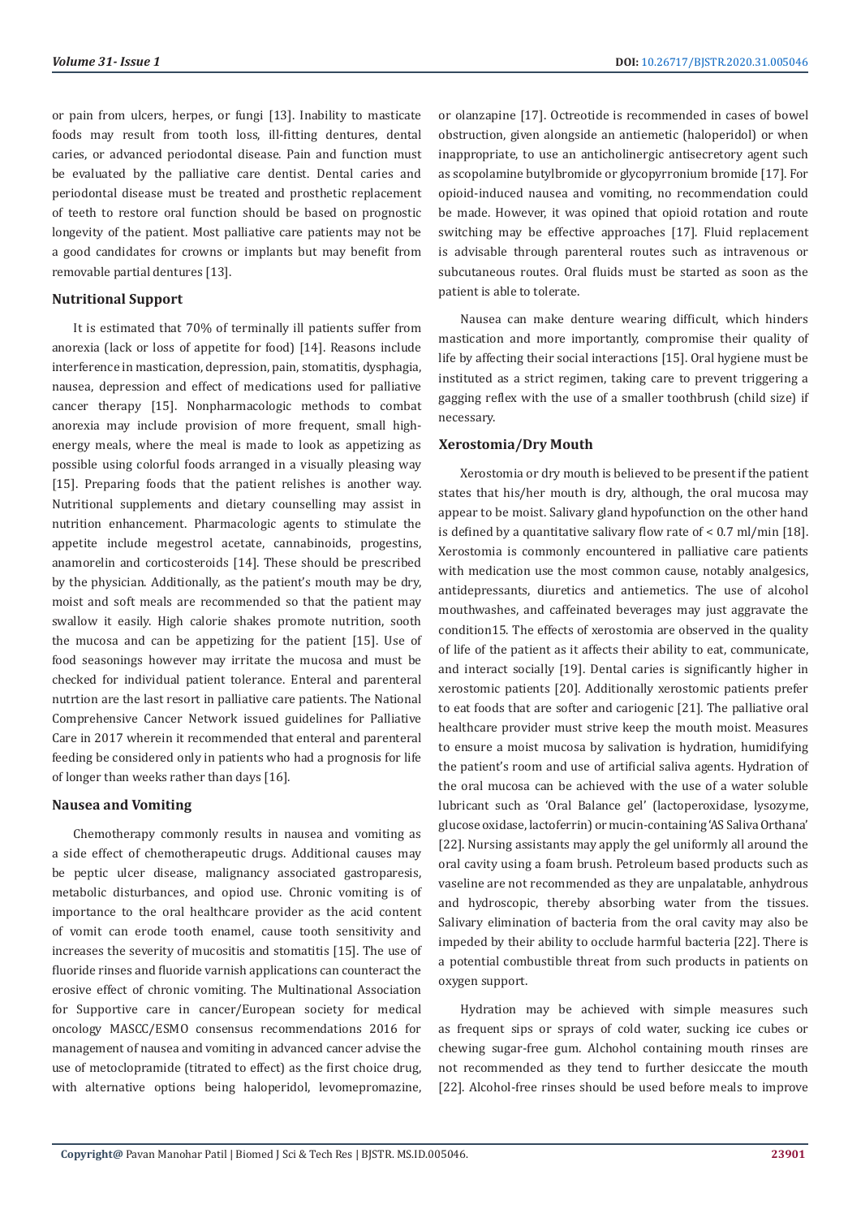or pain from ulcers, herpes, or fungi [13]. Inability to masticate foods may result from tooth loss, ill-fitting dentures, dental caries, or advanced periodontal disease. Pain and function must be evaluated by the palliative care dentist. Dental caries and periodontal disease must be treated and prosthetic replacement of teeth to restore oral function should be based on prognostic longevity of the patient. Most palliative care patients may not be a good candidates for crowns or implants but may benefit from removable partial dentures [13].

## Nutritional Support

It is estimated that 70% of terminally ill patients suffer from anorexia (lack or loss of appetite for food) [14]. Reasons include interference in mastication, depression, pain, stomatitis, dysphagia, nausea, depression and effect of medications used for palliative cancer therapy [15]. Nonpharmacologic methods to combat anorexia may include provision of more frequent, small high-energy meals, where the meal is made to look as appetizing as possible using colorful foods arranged in a visually pleasing way [15]. Preparing foods that the patient relishes is another way. Nutritional supplements and dietary counselling may assist in nutrition enhancement. Pharmacologic agents to stimulate the appetite include megestrol acetate, cannabinoids, progestins, anamorelin and corticosteroids [14]. These should be prescribed by the physician. Additionally, as the patient's mouth may be dry, moist and soft meals are recommended so that the patient may swallow it easily. High calorie shakes promote nutrition, sooth the mucosa and can be appetizing for the patient [15]. Use of food seasonings however may irritate the mucosa and must be checked for individual patient tolerance. Enteral and parenteral nutrtion are the last resort in palliative care patients. The National Comprehensive Cancer Network issued guidelines for Palliative Care in 2017 wherein it recommended that enteral and parenteral feeding be considered only in patients who had a prognosis for life of longer than weeks rather than days [16].

## Nausea and Vomiting

Chemotherapy commonly results in nausea and vomiting as a side effect of chemotherapeutic drugs. Additional causes may be peptic ulcer disease, malignancy associated gastroparesis, metabolic disturbances, and opioid use. Chronic vomiting is of importance to the oral healthcare provider as the acid content of vomit can erode tooth enamel, cause tooth sensitivity and increases the severity of mucositis and stomatitis [15]. The use of fluoride rinses and fluoride varnish applications can counteract the erosive effect of chronic vomiting. The Multinational Association for Supportive care in cancer/European society for medical oncology MASCC/ESMO consensus recommendations 2016 for management of nausea and vomiting in advanced cancer advise the use of metoclopramide (titrated to effect) as the first choice drug, with alternative options being haloperidol, levomepromazine, or olanzapine [17]. Octreotide is recommended in cases of bowel obstruction, given alongside an antiemetic (haloperidol) or when inappropriate, to use an anticholinergic antisecretory agent such as scopolamine butylbromide or glycopyrronium bromide [17]. For opioid-induced nausea and vomiting, no recommendation could be made. However, it was opined that opioid rotation and route switching may be effective approaches [17]. Fluid replacement is advisable through parenteral routes such as intravenous or subcutaneous routes. Oral fluids must be started as soon as the patient is able to tolerate.

Nausea can make denture wearing difficult, which hinders mastication and more importantly, compromise their quality of life by affecting their social interactions [15]. Oral hygiene must be instituted as a strict regimen, taking care to prevent triggering a gagging reflex with the use of a smaller toothbrush (child size) if necessary.

## Xerostomia/Dry Mouth

Xerostomia or dry mouth is believed to be present if the patient states that his/her mouth is dry, although, the oral mucosa may appear to be moist. Salivary gland hypofunction on the other hand is defined by a quantitative salivary flow rate of < 0.7 ml/min [18]. Xerostomia is commonly encountered in palliative care patients with medication use the most common cause, notably analgesics, antidepressants, diuretics and antiemetics. The use of alcohol mouthwashes, and caffeinated beverages may just aggravate the condition15. The effects of xerostomia are observed in the quality of life of the patient as it affects their ability to eat, communicate, and interact socially [19]. Dental caries is significantly higher in xerostomic patients [20]. Additionally xerostomic patients prefer to eat foods that are softer and cariogenic [21]. The palliative oral healthcare provider must strive keep the mouth moist. Measures to ensure a moist mucosa by salivation is hydration, humidifying the patient's room and use of artificial saliva agents. Hydration of the oral mucosa can be achieved with the use of a water soluble lubricant such as 'Oral Balance gel' (lactoperoxidase, lysozyme, glucose oxidase, lactoferrin) or mucin-containing 'AS Saliva Orthana' [22]. Nursing assistants may apply the gel uniformly all around the oral cavity using a foam brush. Petroleum based products such as vaseline are not recommended as they are unpalatable, anhydrous and hydroscopic, thereby absorbing water from the tissues. Salivary elimination of bacteria from the oral cavity may also be impeded by their ability to occlude harmful bacteria [22]. There is a potential combustible threat from such products in patients on oxygen support.

Hydration may be achieved with simple measures such as frequent sips or sprays of cold water, sucking ice cubes or chewing sugar-free gum. Alchohol containing mouth rinses are not recommended as they tend to further desiccate the mouth [22]. Alcohol-free rinses should be used before meals to improve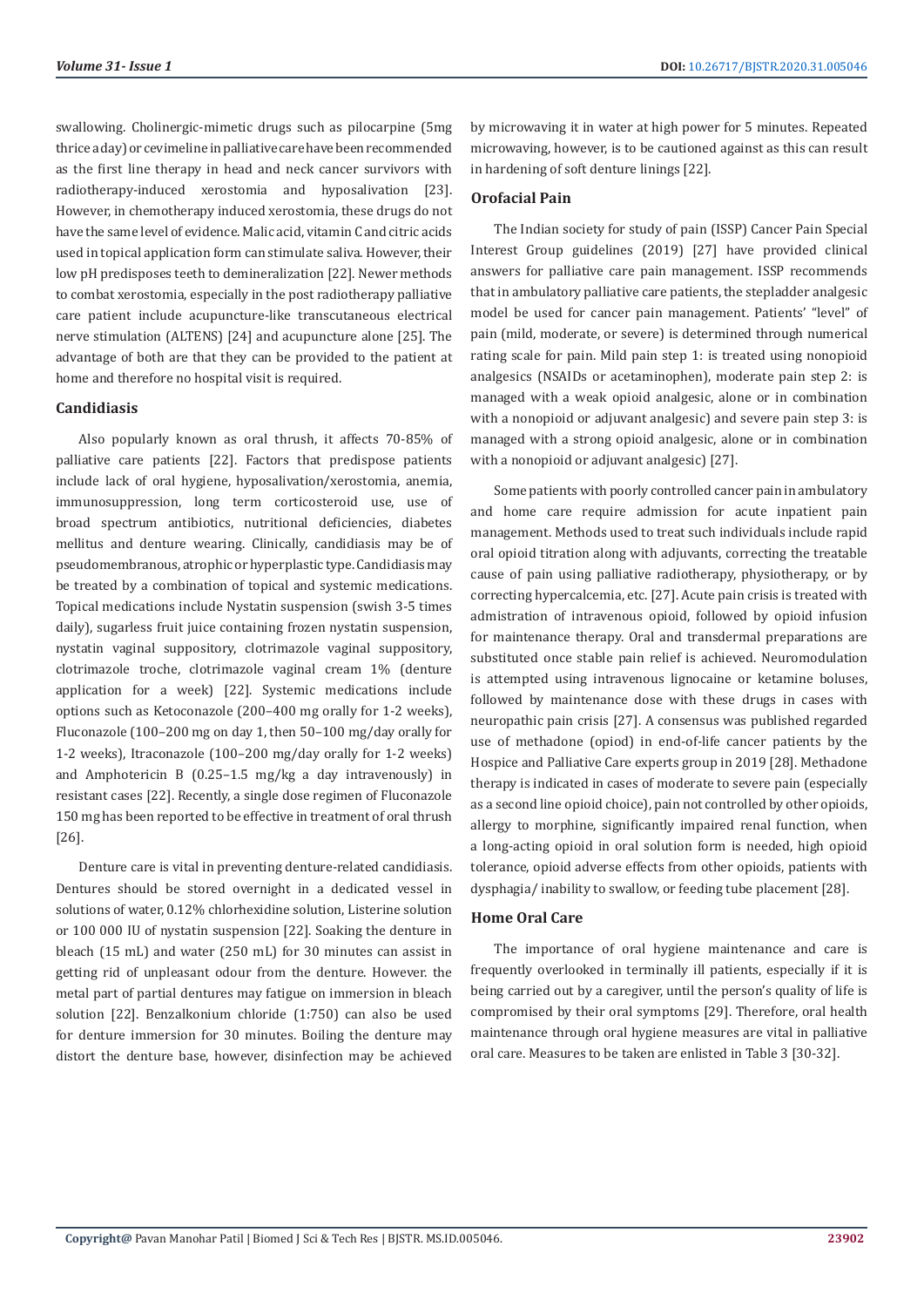swallowing. Cholinergic-mimetic drugs such as pilocarpine (5mg thrice a day) or cevimeline in palliative care have been recommended as the first line therapy in head and neck cancer survivors with radiotherapy-induced xerostomia and hyposalivation [23]. However, in chemotherapy induced xerostomia, these drugs do not have the same level of evidence. Malic acid, vitamin C and citric acids used in topical application form can stimulate saliva. However, their low pH predisposes teeth to demineralization [22]. Newer methods to combat xerostomia, especially in the post radiotherapy palliative care patient include acupuncture-like transcutaneous electrical nerve stimulation (ALTENS) [24] and acupuncture alone [25]. The advantage of both are that they can be provided to the patient at home and therefore no hospital visit is required.

## Candidiasis

Also popularly known as oral thrush, it affects 70-85% of palliative care patients [22]. Factors that predispose patients include lack of oral hygiene, hyposalivation/xerostomia, anemia, immunosuppression, long term corticosteroid use, use of broad spectrum antibiotics, nutritional deficiencies, diabetes mellitus and denture wearing. Clinically, candidiasis may be of pseudomembranous, atrophic or hyperplastic type. Candidiasis may be treated by a combination of topical and systemic medications. Topical medications include Nystatin suspension (swish 3-5 times daily), sugarless fruit juice containing frozen nystatin suspension, nystatin vaginal suppository, clotrimazole vaginal suppository, clotrimazole troche, clotrimazole vaginal cream 1% (denture application for a week) [22]. Systemic medications include options such as Ketoconazole (200–400 mg orally for 1-2 weeks), Fluconazole (100–200 mg on day 1, then 50–100 mg/day orally for 1-2 weeks), Itraconazole (100–200 mg/day orally for 1-2 weeks) and Amphotericin B (0.25–1.5 mg/kg a day intravenously) in resistant cases [22]. Recently, a single dose regimen of Fluconazole 150 mg has been reported to be effective in treatment of oral thrush [26].

Denture care is vital in preventing denture-related candidiasis. Dentures should be stored overnight in a dedicated vessel in solutions of water, 0.12% chlorhexidine solution, Listerine solution or 100 000 IU of nystatin suspension [22]. Soaking the denture in bleach (15 mL) and water (250 mL) for 30 minutes can assist in getting rid of unpleasant odour from the denture. However. the metal part of partial dentures may fatigue on immersion in bleach solution [22]. Benzalkonium chloride (1:750) can also be used for denture immersion for 30 minutes. Boiling the denture may distort the denture base, however, disinfection may be achieved by microwaving it in water at high power for 5 minutes. Repeated microwaving, however, is to be cautioned against as this can result in hardening of soft denture linings [22].

## Orofacial Pain

The Indian society for study of pain (ISSP) Cancer Pain Special Interest Group guidelines (2019) [27] have provided clinical answers for palliative care pain management. ISSP recommends that in ambulatory palliative care patients, the stepladder analgesic model be used for cancer pain management. Patients' "level" of pain (mild, moderate, or severe) is determined through numerical rating scale for pain. Mild pain step 1: is treated using nonopioid analgesics (NSAIDs or acetaminophen), moderate pain step 2: is managed with a weak opioid analgesic, alone or in combination with a nonopioid or adjuvant analgesic) and severe pain step 3: is managed with a strong opioid analgesic, alone or in combination with a nonopioid or adjuvant analgesic) [27].

Some patients with poorly controlled cancer pain in ambulatory and home care require admission for acute inpatient pain management. Methods used to treat such individuals include rapid oral opioid titration along with adjuvants, correcting the treatable cause of pain using palliative radiotherapy, physiotherapy, or by correcting hypercalcemia, etc. [27]. Acute pain crisis is treated with admistration of intravenous opioid, followed by opioid infusion for maintenance therapy. Oral and transdermal preparations are substituted once stable pain relief is achieved. Neuromodulation is attempted using intravenous lignocaine or ketamine boluses, followed by maintenance dose with these drugs in cases with neuropathic pain crisis [27]. A consensus was published regarded use of methadone (opiod) in end-of-life cancer patients by the Hospice and Palliative Care experts group in 2019 [28]. Methadone therapy is indicated in cases of moderate to severe pain (especially as a second line opioid choice), pain not controlled by other opioids, allergy to morphine, significantly impaired renal function, when a long-acting opioid in oral solution form is needed, high opioid tolerance, opioid adverse effects from other opioids, patients with dysphagia/ inability to swallow, or feeding tube placement [28].

## Home Oral Care

The importance of oral hygiene maintenance and care is frequently overlooked in terminally ill patients, especially if it is being carried out by a caregiver, until the person's quality of life is compromised by their oral symptoms [29]. Therefore, oral health maintenance through oral hygiene measures are vital in palliative oral care. Measures to be taken are enlisted in Table 3 [30-32].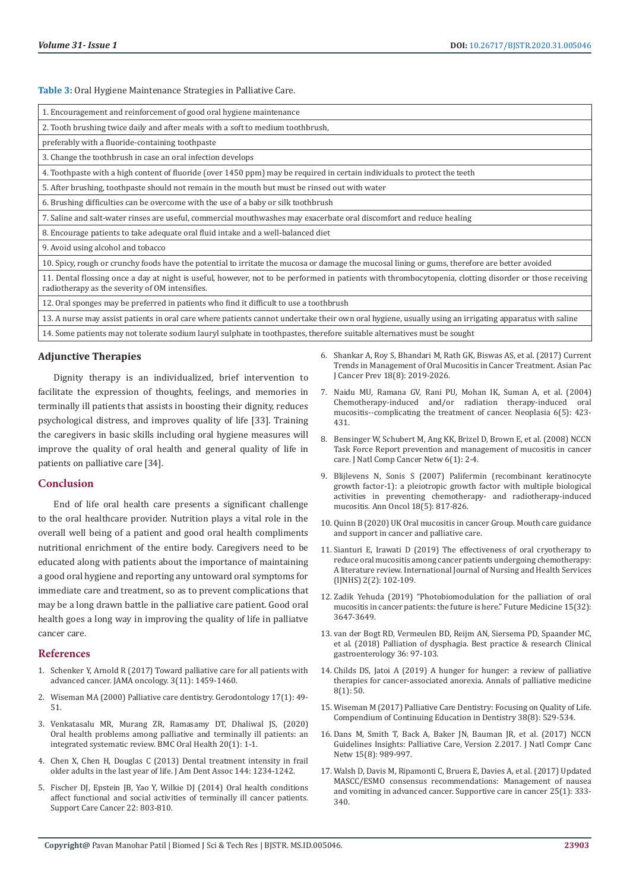**Table 3:** Oral Hygiene Maintenance Strategies in Palliative Care.

| |
|---|
| 1. Encouragement and reinforcement of good oral hygiene maintenance |
| 2. Tooth brushing twice daily and after meals with a soft to medium toothbrush, |
| preferably with a fluoride-containing toothpaste |
| 3. Change the toothbrush in case an oral infection develops |
| 4. Toothpaste with a high content of fluoride (over 1450 ppm) may be required in certain individuals to protect the teeth |
| 5. After brushing, toothpaste should not remain in the mouth but must be rinsed out with water |
| 6. Brushing difficulties can be overcome with the use of a baby or silk toothbrush |
| 7. Saline and salt-water rinses are useful, commercial mouthwashes may exacerbate oral discomfort and reduce healing |
| 8. Encourage patients to take adequate oral fluid intake and a well-balanced diet |
| 9. Avoid using alcohol and tobacco |
| 10. Spicy, rough or crunchy foods have the potential to irritate the mucosa or damage the mucosal lining or gums, therefore are better avoided |
| 11. Dental flossing once a day at night is useful, however, not to be performed in patients with thrombocytopenia, clotting disorder or those receiving radiotherapy as the severity of OM intensifies. |
| 12. Oral sponges may be preferred in patients who find it difficult to use a toothbrush |
| 13. A nurse may assist patients in oral care where patients cannot undertake their own oral hygiene, usually using an irrigating apparatus with saline |
| 14. Some patients may not tolerate sodium lauryl sulphate in toothpastes, therefore suitable alternatives must be sought |

## Adjunctive Therapies

Dignity therapy is an individualized, brief intervention to facilitate the expression of thoughts, feelings, and memories in terminally ill patients that assists in boosting their dignity, reduces psychological distress, and improves quality of life [33]. Training the caregivers in basic skills including oral hygiene measures will improve the quality of oral health and general quality of life in patients on palliative care [34].

## Conclusion

End of life oral health care presents a significant challenge to the oral healthcare provider. Nutrition plays a vital role in the overall well being of a patient and good oral health compliments nutritional enrichment of the entire body. Caregivers need to be educated along with patients about the importance of maintaining a good oral hygiene and reporting any untoward oral symptoms for immediate care and treatment, so as to prevent complications that may be a long drawn battle in the palliative care patient. Good oral health goes a long way in improving the quality of life in palliatve cancer care.

## References

1. Schenker Y, Arnold R (2017) Toward palliative care for all patients with advanced cancer. JAMA oncology. 3(11): 1459-1460.
2. Wiseman MA (2000) Palliative care dentistry. Gerodontology 17(1): 49-51.
3. Venkatasalu MR, Murang ZR, Ramasamy DT, Dhaliwal JS, (2020) Oral health problems among palliative and terminally ill patients: an integrated systematic review. BMC Oral Health 20(1): 1-1.
4. Chen X, Chen H, Douglas C (2013) Dental treatment intensity in frail older adults in the last year of life. J Am Dent Assoc 144: 1234-1242.
5. Fischer DJ, Epstein JB, Yao Y, Wilkie DJ (2014) Oral health conditions affect functional and social activities of terminally ill cancer patients. Support Care Cancer 22: 803-810.
6. Shankar A, Roy S, Bhandari M, Rath GK, Biswas AS, et al. (2017) Current Trends in Management of Oral Mucositis in Cancer Treatment. Asian Pac J Cancer Prev 18(8): 2019-2026.
7. Naidu MU, Ramana GV, Rani PU, Mohan IK, Suman A, et al. (2004) Chemotherapy-induced and/or radiation therapy-induced oral mucositis--complicating the treatment of cancer. Neoplasia 6(5): 423-431.
8. Bensinger W, Schubert M, Ang KK, Brizel D, Brown E, et al. (2008) NCCN Task Force Report prevention and management of mucositis in cancer care. J Natl Comp Cancer Netw 6(1): 2-4.
9. Blijlevens N, Sonis S (2007) Palifermin (recombinant keratinocyte growth factor-1): a pleiotropic growth factor with multiple biological activities in preventing chemotherapy- and radiotherapy-induced mucositis. Ann Oncol 18(5): 817-826.
10. Quinn B (2020) UK Oral mucositis in cancer Group. Mouth care guidance and support in cancer and palliative care.
11. Sianturi E, Irawati D (2019) The effectiveness of oral cryotherapy to reduce oral mucositis among cancer patients undergoing chemotherapy: A literature review. International Journal of Nursing and Health Services (IJNHS) 2(2): 102-109.
12. Zadik Yehuda (2019) "Photobiomodulation for the palliation of oral mucositis in cancer patients: the future is here." Future Medicine 15(32): 3647-3649.
13. van der Bogt RD, Vermeulen BD, Reijm AN, Siersema PD, Spaander MC, et al. (2018) Palliation of dysphagia. Best practice & research Clinical gastroenterology 36: 97-103.
14. Childs DS, Jatoi A (2019) A hunger for hunger: a review of palliative therapies for cancer-associated anorexia. Annals of palliative medicine 8(1): 50.
15. Wiseman M (2017) Palliative Care Dentistry: Focusing on Quality of Life. Compendium of Continuing Education in Dentistry 38(8): 529-534.
16. Dans M, Smith T, Back A, Baker JN, Bauman JR, et al. (2017) NCCN Guidelines Insights: Palliative Care, Version 2.2017. J Natl Compr Canc Netw 15(8): 989-997.
17. Walsh D, Davis M, Ripamonti C, Bruera E, Davies A, et al. (2017) Updated MASCC/ESMO consensus recommendations: Management of nausea and vomiting in advanced cancer. Supportive care in cancer 25(1): 333-340.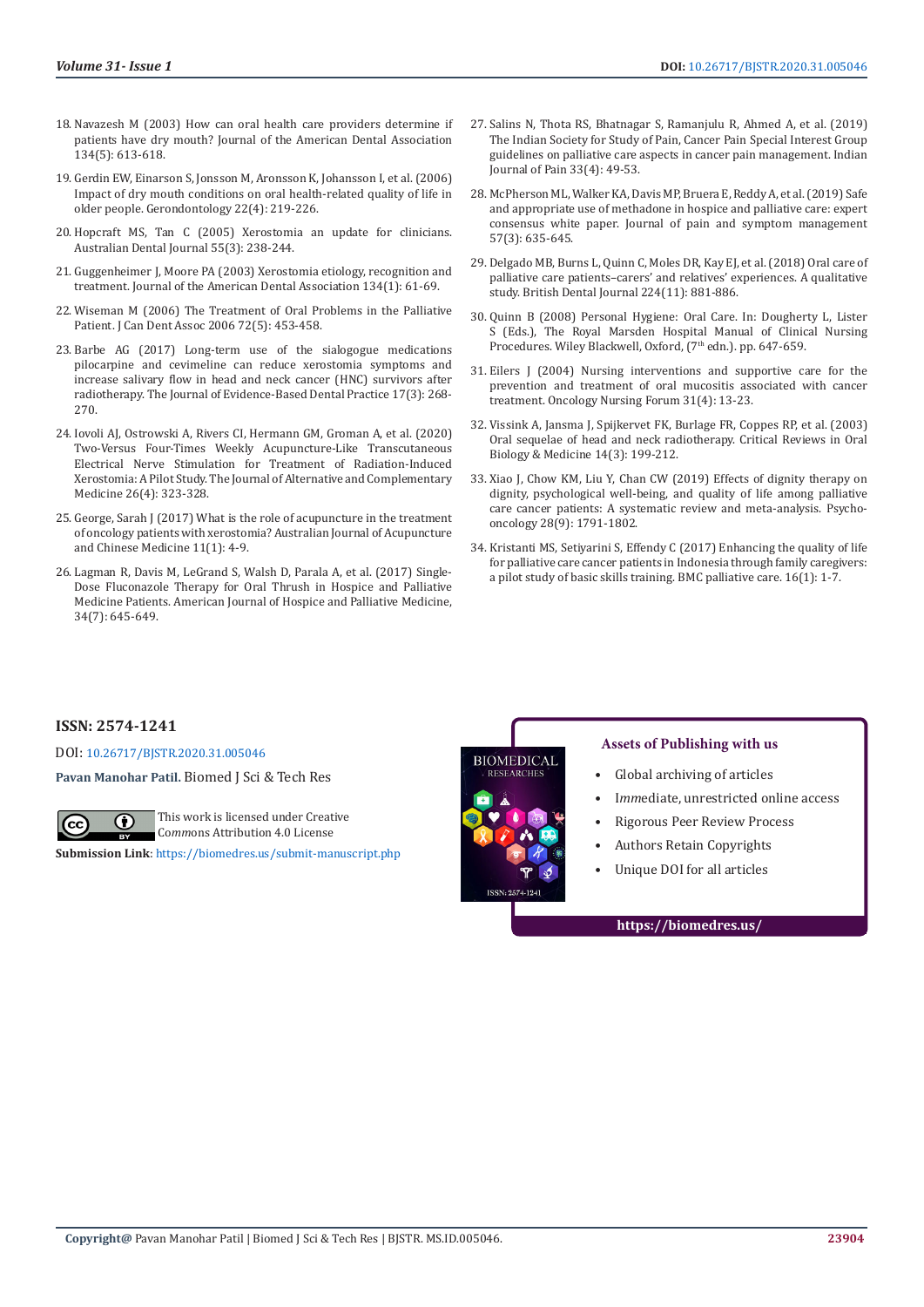18. Navazesh M (2003) How can oral health care providers determine if patients have dry mouth? Journal of the American Dental Association 134(5): 613-618.
19. Gerdin EW, Einarson S, Jonsson M, Aronsson K, Johansson I, et al. (2006) Impact of dry mouth conditions on oral health-related quality of life in older people. Gerondontology 22(4): 219-226.
20. Hopcraft MS, Tan C (2005) Xerostomia an update for clinicians. Australian Dental Journal 55(3): 238-244.
21. Guggenheimer J, Moore PA (2003) Xerostomia etiology, recognition and treatment. Journal of the American Dental Association 134(1): 61-69.
22. Wiseman M (2006) The Treatment of Oral Problems in the Palliative Patient. J Can Dent Assoc 2006 72(5): 453-458.
23. Barbe AG (2017) Long-term use of the sialogogue medications pilocarpine and cevimeline can reduce xerostomia symptoms and increase salivary flow in head and neck cancer (HNC) survivors after radiotherapy. The Journal of Evidence-Based Dental Practice 17(3): 268-270.
24. Iovoli AJ, Ostrowski A, Rivers CI, Hermann GM, Groman A, et al. (2020) Two-Versus Four-Times Weekly Acupuncture-Like Transcutaneous Electrical Nerve Stimulation for Treatment of Radiation-Induced Xerostomia: A Pilot Study. The Journal of Alternative and Complementary Medicine 26(4): 323-328.
25. George, Sarah J (2017) What is the role of acupuncture in the treatment of oncology patients with xerostomia? Australian Journal of Acupuncture and Chinese Medicine 11(1): 4-9.
26. Lagman R, Davis M, LeGrand S, Walsh D, Parala A, et al. (2017) Single-Dose Fluconazole Therapy for Oral Thrush in Hospice and Palliative Medicine Patients. American Journal of Hospice and Palliative Medicine, 34(7): 645-649.
27. Salins N, Thota RS, Bhatnagar S, Ramanjulu R, Ahmed A, et al. (2019) The Indian Society for Study of Pain, Cancer Pain Special Interest Group guidelines on palliative care aspects in cancer pain management. Indian Journal of Pain 33(4): 49-53.
28. McPherson ML, Walker KA, Davis MP, Bruera E, Reddy A, et al. (2019) Safe and appropriate use of methadone in hospice and palliative care: expert consensus white paper. Journal of pain and symptom management 57(3): 635-645.
29. Delgado MB, Burns L, Quinn C, Moles DR, Kay EJ, et al. (2018) Oral care of palliative care patients–carers' and relatives' experiences. A qualitative study. British Dental Journal 224(11): 881-886.
30. Quinn B (2008) Personal Hygiene: Oral Care. In: Dougherty L, Lister S (Eds.), The Royal Marsden Hospital Manual of Clinical Nursing Procedures. Wiley Blackwell, Oxford, (7th edn.). pp. 647-659.
31. Eilers J (2004) Nursing interventions and supportive care for the prevention and treatment of oral mucositis associated with cancer treatment. Oncology Nursing Forum 31(4): 13-23.
32. Vissink A, Jansma J, Spijkervet FK, Burlage FR, Coppes RP, et al. (2003) Oral sequelae of head and neck radiotherapy. Critical Reviews in Oral Biology & Medicine 14(3): 199-212.
33. Xiao J, Chow KM, Liu Y, Chan CW (2019) Effects of dignity therapy on dignity, psychological well-being, and quality of life among palliative care cancer patients: A systematic review and meta-analysis. Psycho-oncology 28(9): 1791-1802.
34. Kristanti MS, Setiyarini S, Effendy C (2017) Enhancing the quality of life for palliative care cancer patients in Indonesia through family caregivers: a pilot study of basic skills training. BMC palliative care. 16(1): 1-7.

**ISSN: 2574-1241**

DOI: 10.26717/BJSTR.2020.31.005046

**Pavan Manohar Patil.** Biomed J Sci & Tech Res

This work is licensed under Creative Commons Attribution 4.0 License

**Submission Link**: https://biomedres.us/submit-manuscript.php

**Assets of Publishing with us**

- Global archiving of articles
- Immediate, unrestricted online access
- Rigorous Peer Review Process
- Authors Retain Copyrights
- Unique DOI for all articles

**https://biomedres.us/**